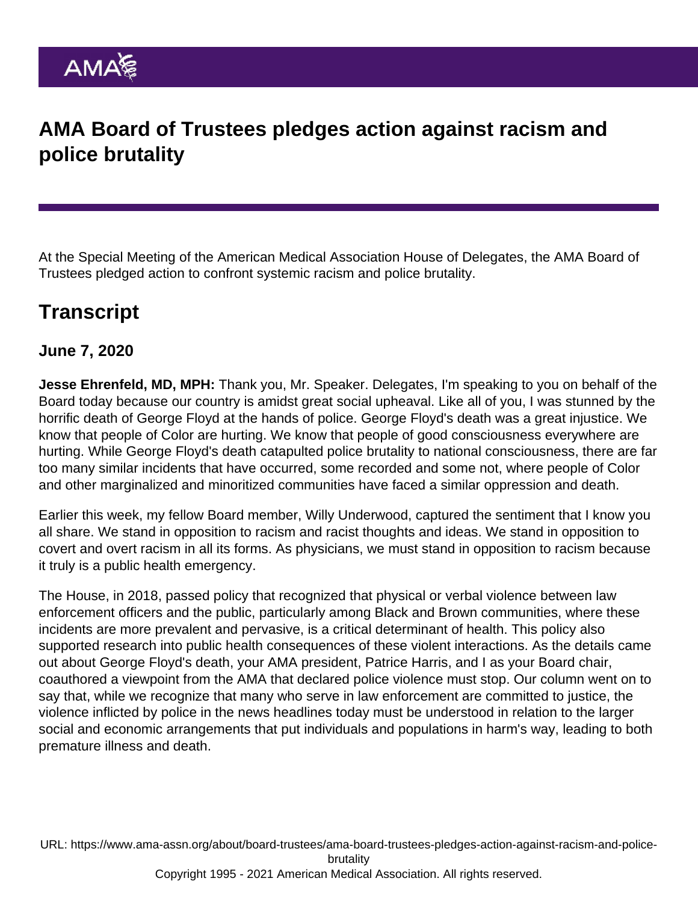# AMA Board of Trustees pledges action against racism and police brutality

At the Special Meeting of the American Medical Association House of Delegates, the AMA Board of Trustees pledged action to confront systemic racism and police brutality.

## Transcript

### June 7, 2020

**Jesse Ehrenfeld, MD, MPH:** Thank you, Mr. Speaker. Delegates, I'm speaking to you on behalf of the Board today because our country is amidst great social upheaval. Like all of you, I was stunned by the horrific death of George Floyd at the hands of police. George Floyd's death was a great injustice. We know that people of Color are hurting. We know that people of good consciousness everywhere are hurting. While George Floyd's death catapulted police brutality to national consciousness, there are far too many similar incidents that have occurred, some recorded and some not, where people of Color and other marginalized and minoritized communities have faced a similar oppression and death.

Earlier this week, my fellow Board member, Willy Underwood, captured the sentiment that I know you all share. We stand in opposition to racism and racist thoughts and ideas. We stand in opposition to covert and overt racism in all its forms. As physicians, we must stand in opposition to racism because it truly is a public health emergency.

The House, in 2018, passed policy that recognized that physical or verbal violence between law enforcement officers and the public, particularly among Black and Brown communities, where these incidents are more prevalent and pervasive, is a critical determinant of health. This policy also supported research into public health consequences of these violent interactions. As the details came out about George Floyd's death, your AMA president, Patrice Harris, and I as your Board chair, coauthored a viewpoint from the AMA that declared police violence must stop. Our column went on to say that, while we recognize that many who serve in law enforcement are committed to justice, the violence inflicted by police in the news headlines today must be understood in relation to the larger social and economic arrangements that put individuals and populations in harm's way, leading to both premature illness and death.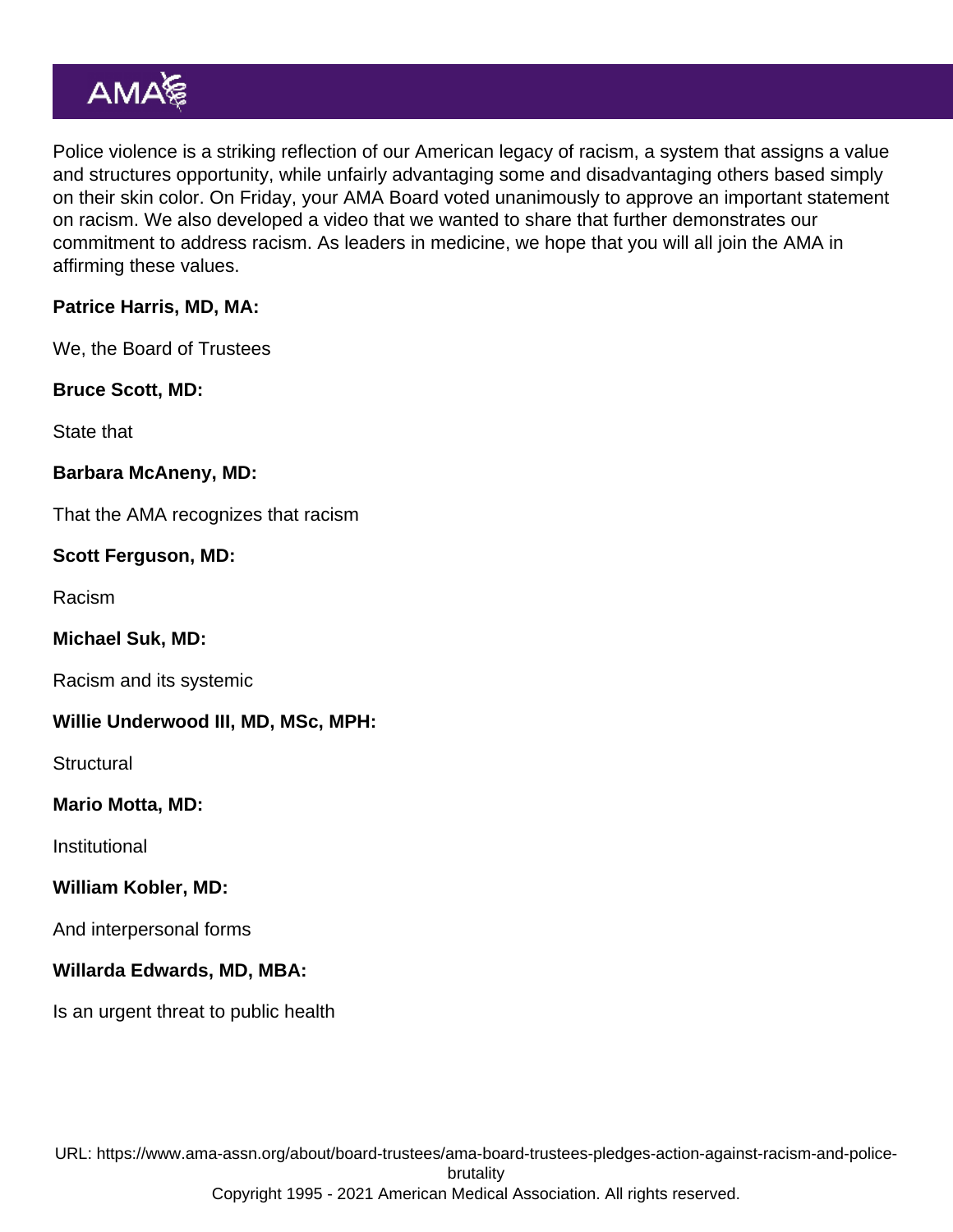Police violence is a striking reflection of our American legacy of racism, a system that assigns a value and structures opportunity, while unfairly advantaging some and disadvantaging others based simply on their skin color. On Friday, your AMA Board voted unanimously to approve an important statement on racism. We also developed a video that we wanted to share that further demonstrates our commitment to address racism. As leaders in medicine, we hope that you will all join the AMA in affirming these values.

**Patrice Harris, MD, MA:**

We, the Board of Trustees

**Bruce Scott, MD:**

State that

**Barbara McAneny, MD:**

That the AMA recognizes that racism

**Scott Ferguson, MD:**

Racism

**Michael Suk, MD:**

Racism and its systemic

**Willie Underwood III, MD, MSc, MPH:**

Structural

**Mario Motta, MD:**

Institutional

**William Kobler, MD:**

And interpersonal forms

**Willarda Edwards, MD, MBA:**

Is an urgent threat to public health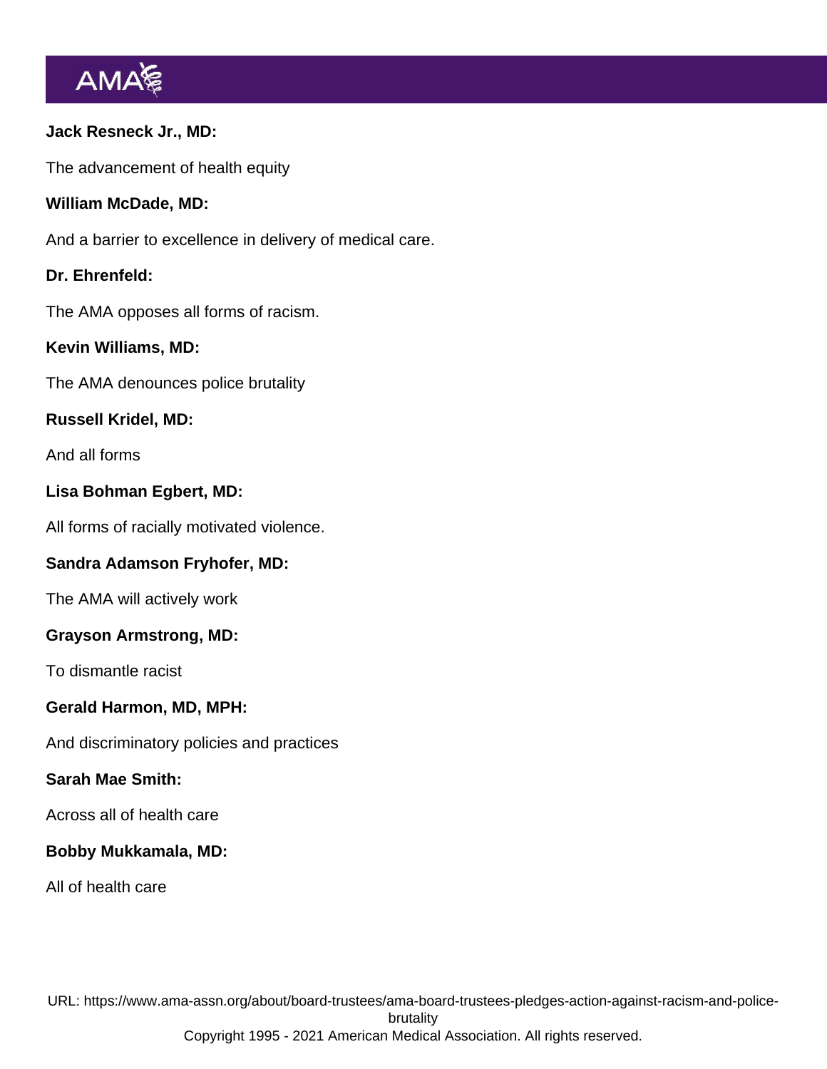**Jack Resneck Jr., MD:**

The advancement of health equity

**William McDade, MD:**

And a barrier to excellence in delivery of medical care.

**Dr. Ehrenfeld:**

The AMA opposes all forms of racism.

**Kevin Williams, MD:**

The AMA denounces police brutality

**Russell Kridel, MD:**

And all forms

**Lisa Bohman Egbert, MD:**

All forms of racially motivated violence.

**Sandra Adamson Fryhofer, MD:**

The AMA will actively work

**Grayson Armstrong, MD:**

To dismantle racist

**Gerald Harmon, MD, MPH:**

And discriminatory policies and practices

**Sarah Mae Smith:**

Across all of health care

**Bobby Mukkamala, MD:**

All of health care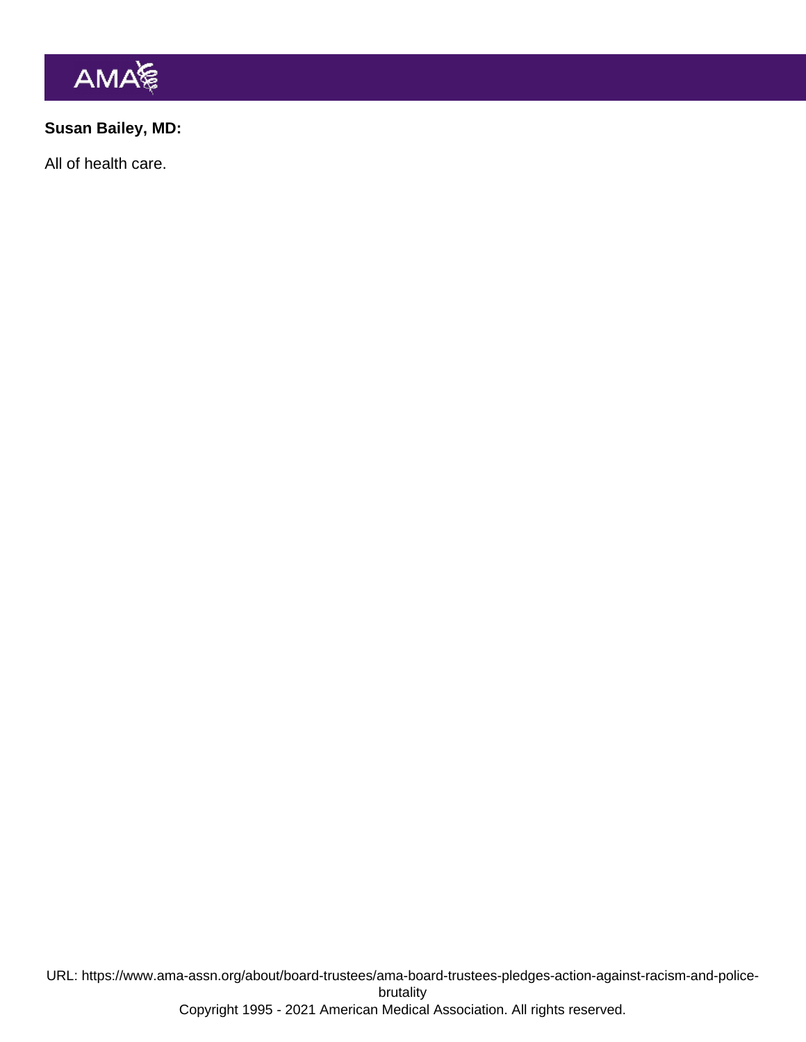**Susan Bailey, MD:**

All of health care.